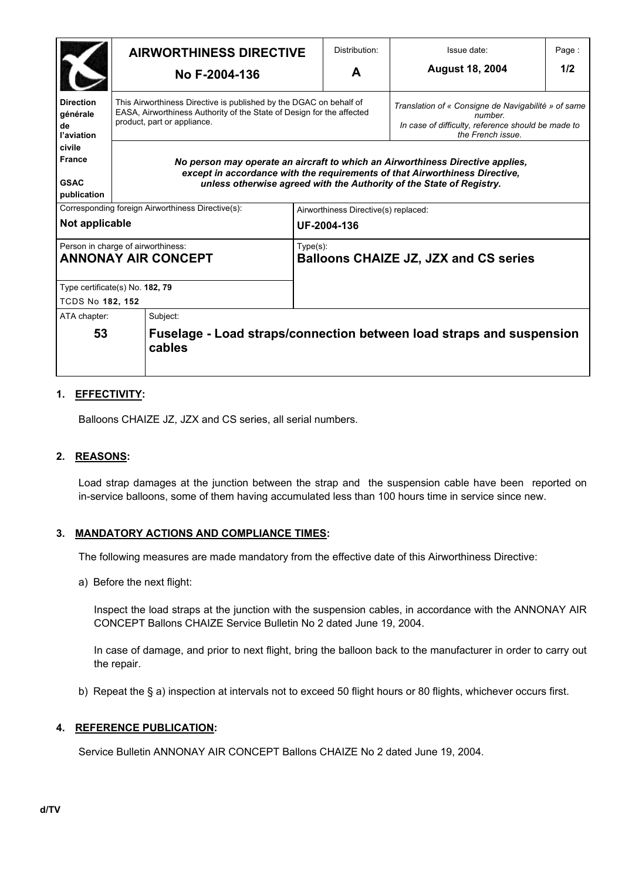| | **AIRWORTHINESS DIRECTIVE** **No F-2004-136** | | Distribution: **A** | Issue date: **August 18, 2004** | Page : **1/2** |
|---|---|---|---|---|---|
| **Direction générale de l'aviation civile France** **GSAC publication** | This Airworthiness Directive is published by the DGAC on behalf of EASA, Airworthiness Authority of the State of Design for the affected product, part or appliance. | | | *Translation of « Consigne de Navigabilité » of same number. In case of difficulty, reference should be made to the French issue.* | |
| | ***No person may operate an aircraft to which an Airworthiness Directive applies, except in accordance with the requirements of that Airworthiness Directive, unless otherwise agreed with the Authority of the State of Registry.*** | | | | |
| Corresponding foreign Airworthiness Directive(s): **Not applicable** | | | Airworthiness Directive(s) replaced: **UF-2004-136** | | |
| Person in charge of airworthiness: **ANNONAY AIR CONCEPT** | | | Type(s): **Balloons CHAIZE JZ, JZX and CS series** | | |
| Type certificate(s) No. **182, 79** TCDS No **182, 152** | | | | | |
| ATA chapter: **53** | Subject: **Fuselage - Load straps/connection between load straps and suspension cables** | | | | |

## 1. EFFECTIVITY:

Balloons CHAIZE JZ, JZX and CS series, all serial numbers.

## 2. REASONS:

Load strap damages at the junction between the strap and the suspension cable have been reported on in-service balloons, some of them having accumulated less than 100 hours time in service since new.

## 3. MANDATORY ACTIONS AND COMPLIANCE TIMES:

The following measures are made mandatory from the effective date of this Airworthiness Directive:

a) Before the next flight:

Inspect the load straps at the junction with the suspension cables, in accordance with the ANNONAY AIR CONCEPT Ballons CHAIZE Service Bulletin No 2 dated June 19, 2004.

In case of damage, and prior to next flight, bring the balloon back to the manufacturer in order to carry out the repair.

b) Repeat the § a) inspection at intervals not to exceed 50 flight hours or 80 flights, whichever occurs first.

## 4. REFERENCE PUBLICATION:

Service Bulletin ANNONAY AIR CONCEPT Ballons CHAIZE No 2 dated June 19, 2004.

d/TV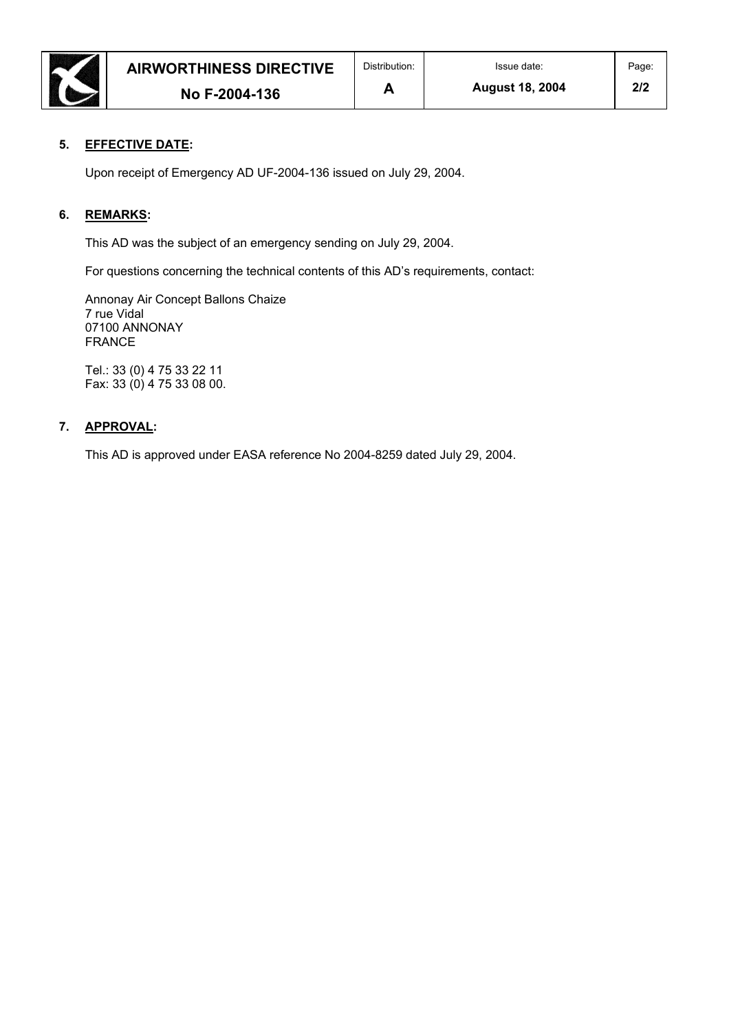## 5. EFFECTIVE DATE:

Upon receipt of Emergency AD UF-2004-136 issued on July 29, 2004.

## 6. REMARKS:

This AD was the subject of an emergency sending on July 29, 2004.

For questions concerning the technical contents of this AD's requirements, contact:

Annonay Air Concept Ballons Chaize
7 rue Vidal
07100 ANNONAY
FRANCE

Tel.: 33 (0) 4 75 33 22 11
Fax: 33 (0) 4 75 33 08 00.

## 7. APPROVAL:

This AD is approved under EASA reference No 2004-8259 dated July 29, 2004.